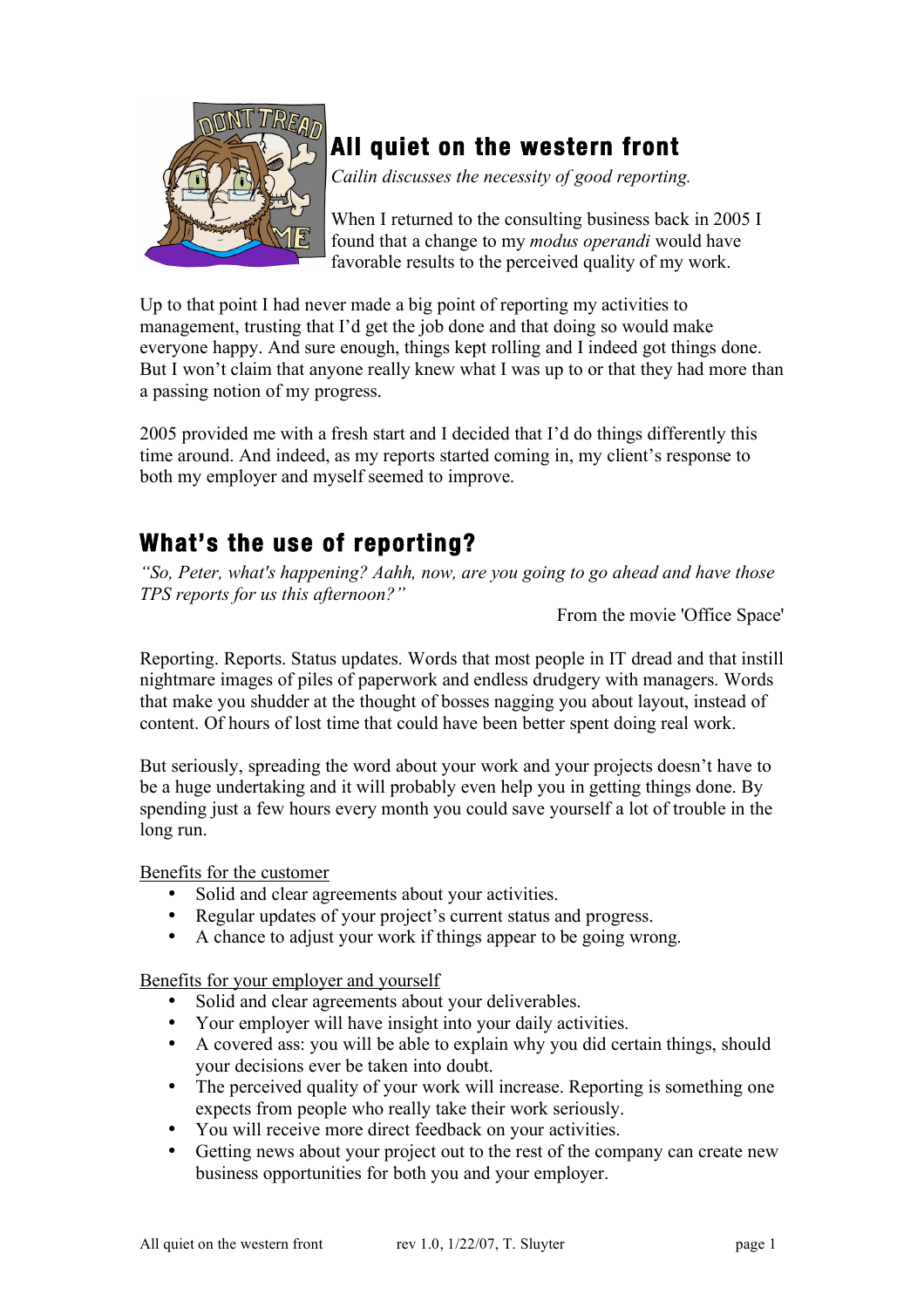# All quiet on the western front

*Cailin discusses the necessity of good reporting.*

When I returned to the consulting business back in 2005 I found that a change to my *modus operandi* would have favorable results to the perceived quality of my work.

Up to that point I had never made a big point of reporting my activities to management, trusting that I'd get the job done and that doing so would make everyone happy. And sure enough, things kept rolling and I indeed got things done. But I won't claim that anyone really knew what I was up to or that they had more than a passing notion of my progress.

2005 provided me with a fresh start and I decided that I'd do things differently this time around. And indeed, as my reports started coming in, my client's response to both my employer and myself seemed to improve.

## What's the use of reporting?

*"So, Peter, what's happening? Aahh, now, are you going to go ahead and have those TPS reports for us this afternoon?"*

From the movie 'Office Space'

Reporting. Reports. Status updates. Words that most people in IT dread and that instill nightmare images of piles of paperwork and endless drudgery with managers. Words that make you shudder at the thought of bosses nagging you about layout, instead of content. Of hours of lost time that could have been better spent doing real work.

But seriously, spreading the word about your work and your projects doesn't have to be a huge undertaking and it will probably even help you in getting things done. By spending just a few hours every month you could save yourself a lot of trouble in the long run.

Benefits for the customer

- Solid and clear agreements about your activities.
- Regular updates of your project's current status and progress.
- A chance to adjust your work if things appear to be going wrong.

Benefits for your employer and yourself

- Solid and clear agreements about your deliverables.
- Your employer will have insight into your daily activities.
- A covered ass: you will be able to explain why you did certain things, should your decisions ever be taken into doubt.
- The perceived quality of your work will increase. Reporting is something one expects from people who really take their work seriously.
- You will receive more direct feedback on your activities.
- Getting news about your project out to the rest of the company can create new business opportunities for both you and your employer.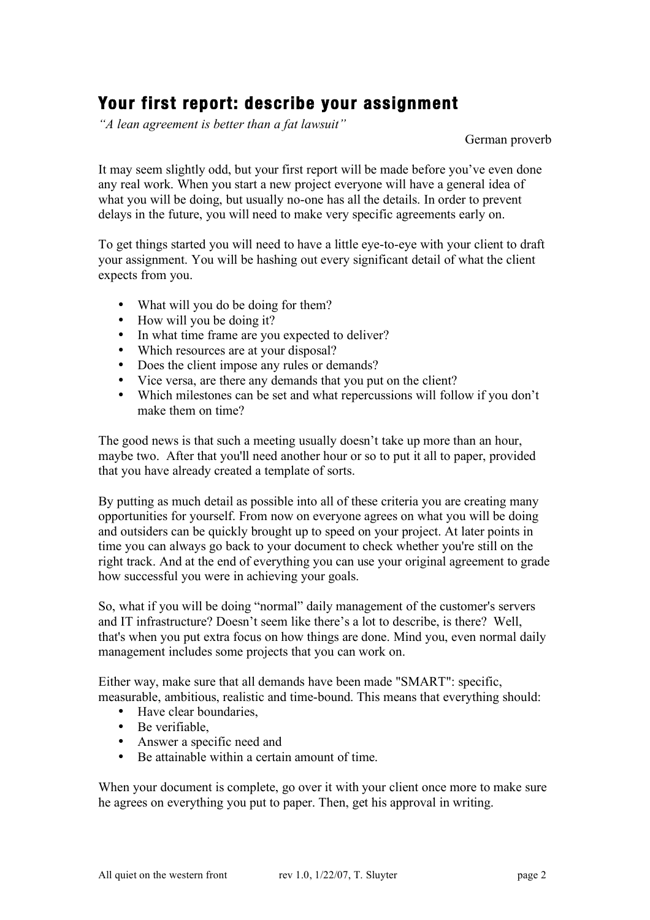## Your first report: describe your assignment

*"A lean agreement is better than a fat lawsuit"*

German proverb

It may seem slightly odd, but your first report will be made before you've even done any real work. When you start a new project everyone will have a general idea of what you will be doing, but usually no-one has all the details. In order to prevent delays in the future, you will need to make very specific agreements early on.

To get things started you will need to have a little eye-to-eye with your client to draft your assignment. You will be hashing out every significant detail of what the client expects from you.

- What will you do be doing for them?
- How will you be doing it?
- In what time frame are you expected to deliver?
- Which resources are at your disposal?
- Does the client impose any rules or demands?
- Vice versa, are there any demands that you put on the client?
- Which milestones can be set and what repercussions will follow if you don't make them on time?

The good news is that such a meeting usually doesn't take up more than an hour, maybe two. After that you'll need another hour or so to put it all to paper, provided that you have already created a template of sorts.

By putting as much detail as possible into all of these criteria you are creating many opportunities for yourself. From now on everyone agrees on what you will be doing and outsiders can be quickly brought up to speed on your project. At later points in time you can always go back to your document to check whether you're still on the right track. And at the end of everything you can use your original agreement to grade how successful you were in achieving your goals.

So, what if you will be doing "normal" daily management of the customer's servers and IT infrastructure? Doesn't seem like there's a lot to describe, is there? Well, that's when you put extra focus on how things are done. Mind you, even normal daily management includes some projects that you can work on.

Either way, make sure that all demands have been made "SMART": specific, measurable, ambitious, realistic and time-bound. This means that everything should:

- Have clear boundaries,
- Be verifiable,
- Answer a specific need and
- Be attainable within a certain amount of time.

When your document is complete, go over it with your client once more to make sure he agrees on everything you put to paper. Then, get his approval in writing.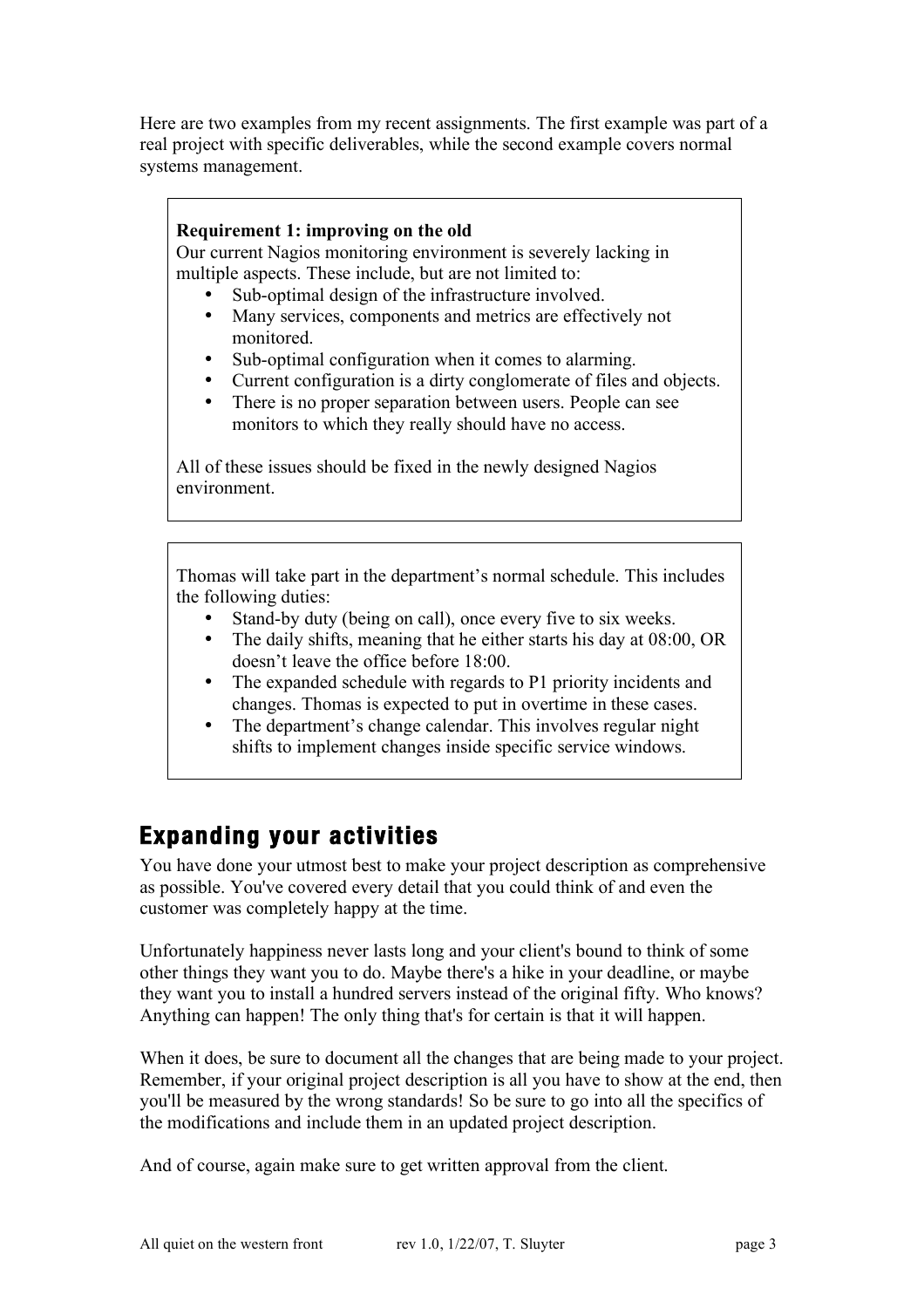Here are two examples from my recent assignments. The first example was part of a real project with specific deliverables, while the second example covers normal systems management.

> **Requirement 1: improving on the old**
> Our current Nagios monitoring environment is severely lacking in multiple aspects. These include, but are not limited to:
>
> - Sub-optimal design of the infrastructure involved.
> - Many services, components and metrics are effectively not monitored.
> - Sub-optimal configuration when it comes to alarming.
> - Current configuration is a dirty conglomerate of files and objects.
> - There is no proper separation between users. People can see monitors to which they really should have no access.
>
> All of these issues should be fixed in the newly designed Nagios environment.

> Thomas will take part in the department's normal schedule. This includes the following duties:
>
> - Stand-by duty (being on call), once every five to six weeks.
> - The daily shifts, meaning that he either starts his day at 08:00, OR doesn't leave the office before 18:00.
> - The expanded schedule with regards to P1 priority incidents and changes. Thomas is expected to put in overtime in these cases.
> - The department's change calendar. This involves regular night shifts to implement changes inside specific service windows.

## Expanding your activities

You have done your utmost best to make your project description as comprehensive as possible. You've covered every detail that you could think of and even the customer was completely happy at the time.

Unfortunately happiness never lasts long and your client's bound to think of some other things they want you to do. Maybe there's a hike in your deadline, or maybe they want you to install a hundred servers instead of the original fifty. Who knows? Anything can happen! The only thing that's for certain is that it will happen.

When it does, be sure to document all the changes that are being made to your project. Remember, if your original project description is all you have to show at the end, then you'll be measured by the wrong standards! So be sure to go into all the specifics of the modifications and include them in an updated project description.

And of course, again make sure to get written approval from the client.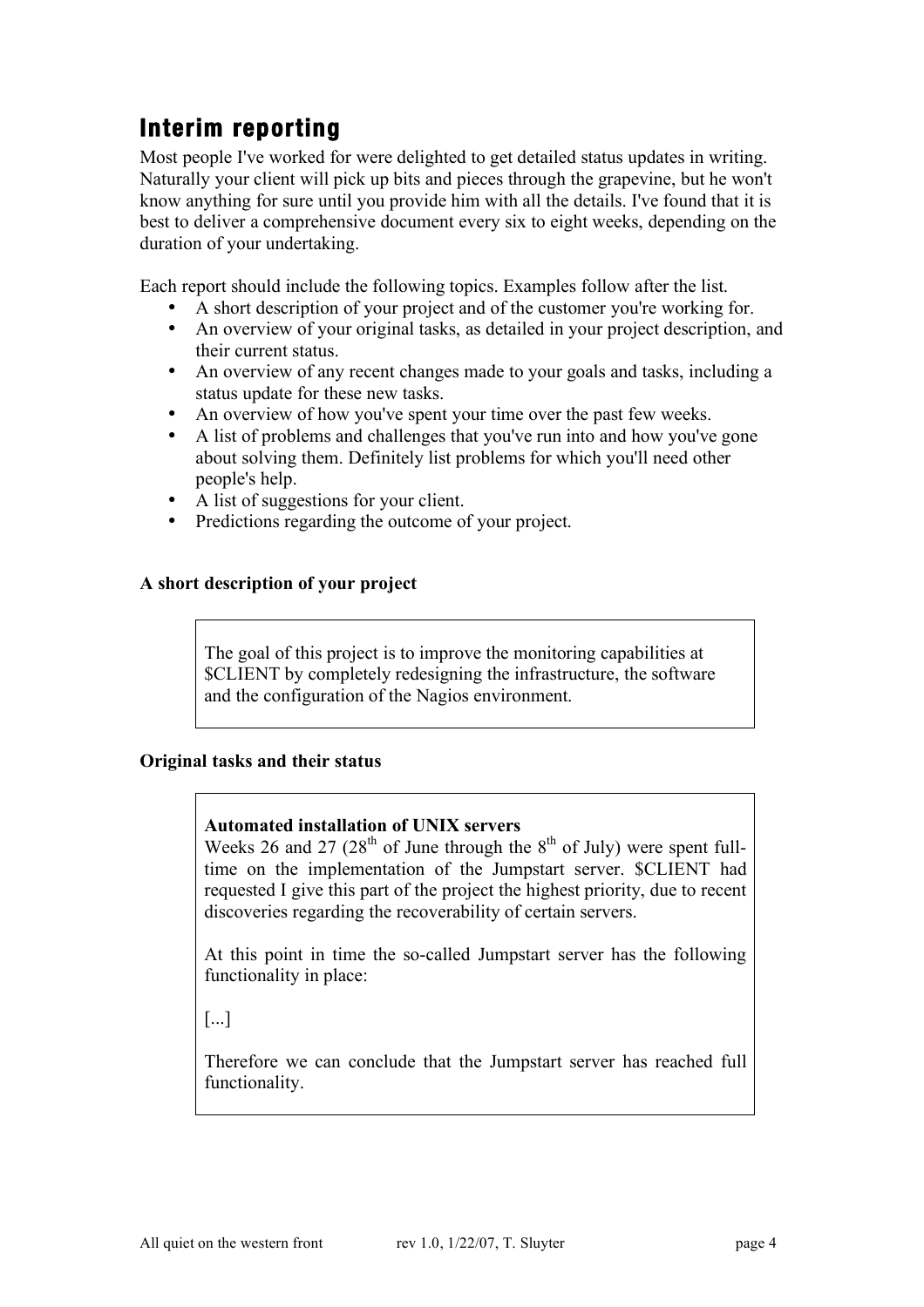## Interim reporting

Most people I've worked for were delighted to get detailed status updates in writing. Naturally your client will pick up bits and pieces through the grapevine, but he won't know anything for sure until you provide him with all the details. I've found that it is best to deliver a comprehensive document every six to eight weeks, depending on the duration of your undertaking.

Each report should include the following topics. Examples follow after the list.

- A short description of your project and of the customer you're working for.
- An overview of your original tasks, as detailed in your project description, and their current status.
- An overview of any recent changes made to your goals and tasks, including a status update for these new tasks.
- An overview of how you've spent your time over the past few weeks.
- A list of problems and challenges that you've run into and how you've gone about solving them. Definitely list problems for which you'll need other people's help.
- A list of suggestions for your client.
- Predictions regarding the outcome of your project.

**A short description of your project**

> The goal of this project is to improve the monitoring capabilities at $CLIENT by completely redesigning the infrastructure, the software and the configuration of the Nagios environment.

**Original tasks and their status**

> **Automated installation of UNIX servers**
> Weeks 26 and 27 (28th of June through the 8th of July) were spent full-time on the implementation of the Jumpstart server. $CLIENT had requested I give this part of the project the highest priority, due to recent discoveries regarding the recoverability of certain servers.
>
> At this point in time the so-called Jumpstart server has the following functionality in place:
>
> [...]
>
> Therefore we can conclude that the Jumpstart server has reached full functionality.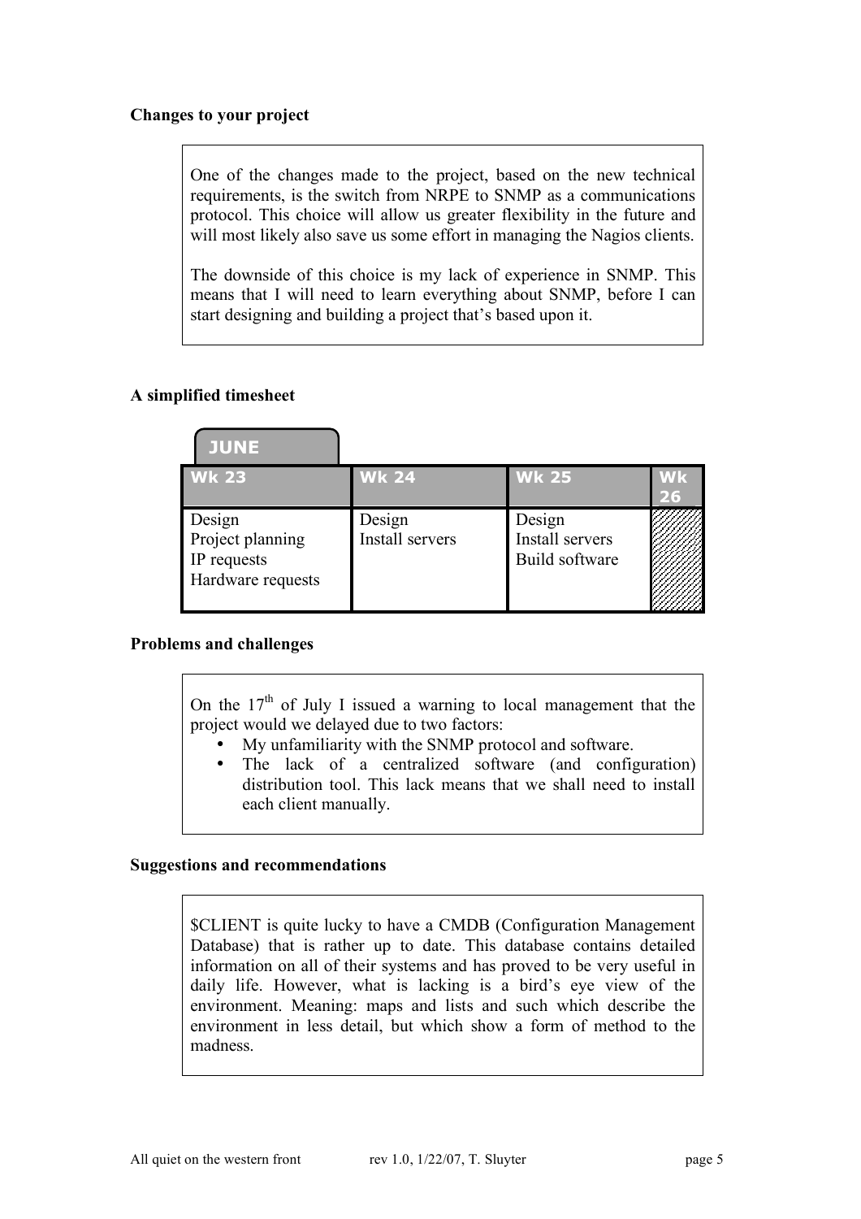**Changes to your project**

One of the changes made to the project, based on the new technical requirements, is the switch from NRPE to SNMP as a communications protocol. This choice will allow us greater flexibility in the future and will most likely also save us some effort in managing the Nagios clients.

The downside of this choice is my lack of experience in SNMP. This means that I will need to learn everything about SNMP, before I can start designing and building a project that's based upon it.

**A simplified timesheet**

| JUNE | | | |
|---|---|---|---|
| **Wk 23** | **Wk 24** | **Wk 25** | **Wk 26** |
| Design<br>Project planning<br>IP requests<br>Hardware requests | Design<br>Install servers | Design<br>Install servers<br>Build software | |

**Problems and challenges**

On the 17th of July I issued a warning to local management that the project would we delayed due to two factors:

- My unfamiliarity with the SNMP protocol and software.
- The lack of a centralized software (and configuration) distribution tool. This lack means that we shall need to install each client manually.

**Suggestions and recommendations**

$CLIENT is quite lucky to have a CMDB (Configuration Management Database) that is rather up to date. This database contains detailed information on all of their systems and has proved to be very useful in daily life. However, what is lacking is a bird's eye view of the environment. Meaning: maps and lists and such which describe the environment in less detail, but which show a form of method to the madness.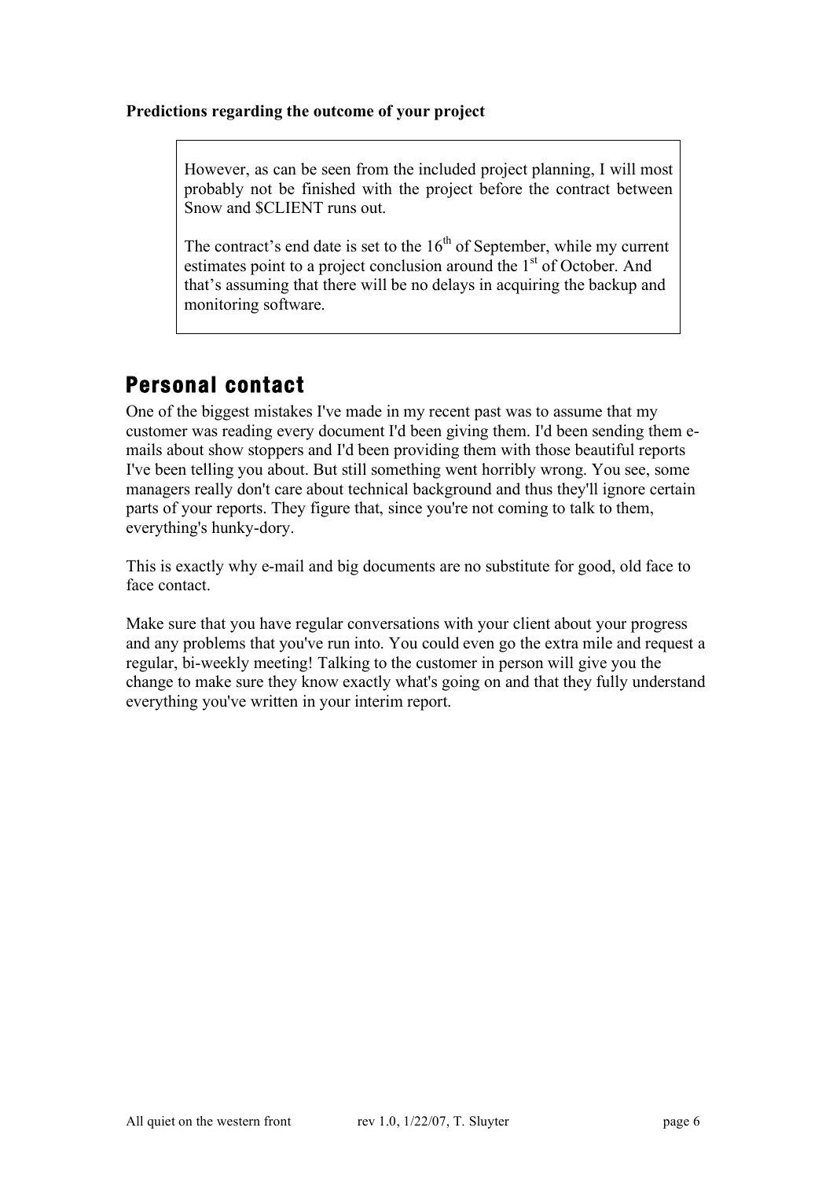**Predictions regarding the outcome of your project**

> However, as can be seen from the included project planning, I will most probably not be finished with the project before the contract between Snow and $CLIENT runs out.
>
> The contract's end date is set to the 16th of September, while my current estimates point to a project conclusion around the 1st of October. And that's assuming that there will be no delays in acquiring the backup and monitoring software.

## Personal contact

One of the biggest mistakes I've made in my recent past was to assume that my customer was reading every document I'd been giving them. I'd been sending them e-mails about show stoppers and I'd been providing them with those beautiful reports I've been telling you about. But still something went horribly wrong. You see, some managers really don't care about technical background and thus they'll ignore certain parts of your reports. They figure that, since you're not coming to talk to them, everything's hunky-dory.

This is exactly why e-mail and big documents are no substitute for good, old face to face contact.

Make sure that you have regular conversations with your client about your progress and any problems that you've run into. You could even go the extra mile and request a regular, bi-weekly meeting! Talking to the customer in person will give you the change to make sure they know exactly what's going on and that they fully understand everything you've written in your interim report.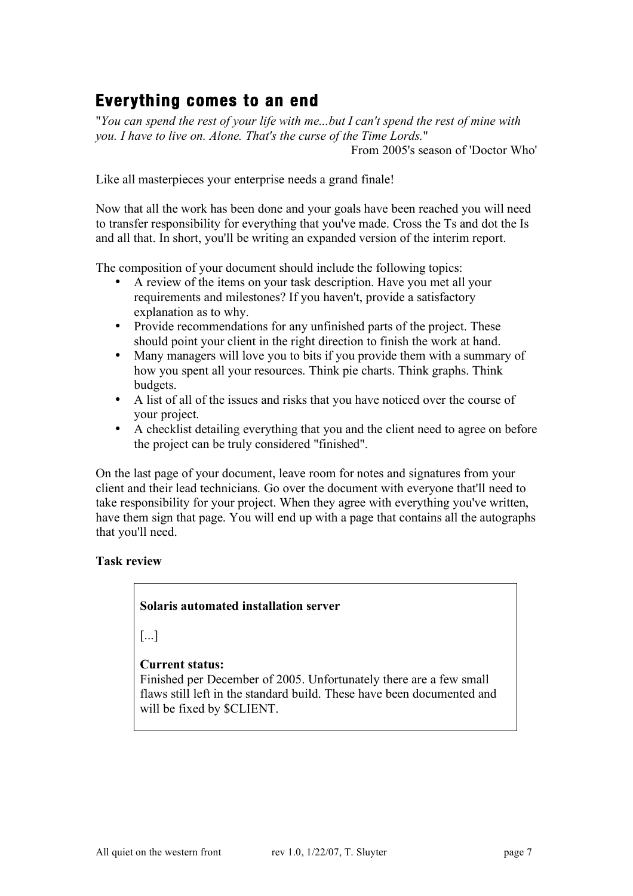## Everything comes to an end

"*You can spend the rest of your life with me...but I can't spend the rest of mine with you. I have to live on. Alone. That's the curse of the Time Lords.*"

From 2005's season of 'Doctor Who'

Like all masterpieces your enterprise needs a grand finale!

Now that all the work has been done and your goals have been reached you will need to transfer responsibility for everything that you've made. Cross the Ts and dot the Is and all that. In short, you'll be writing an expanded version of the interim report.

The composition of your document should include the following topics:

- A review of the items on your task description. Have you met all your requirements and milestones? If you haven't, provide a satisfactory explanation as to why.
- Provide recommendations for any unfinished parts of the project. These should point your client in the right direction to finish the work at hand.
- Many managers will love you to bits if you provide them with a summary of how you spent all your resources. Think pie charts. Think graphs. Think budgets.
- A list of all of the issues and risks that you have noticed over the course of your project.
- A checklist detailing everything that you and the client need to agree on before the project can be truly considered "finished".

On the last page of your document, leave room for notes and signatures from your client and their lead technicians. Go over the document with everyone that'll need to take responsibility for your project. When they agree with everything you've written, have them sign that page. You will end up with a page that contains all the autographs that you'll need.

**Task review**

> **Solaris automated installation server**
>
> [...]
>
> **Current status:**
> Finished per December of 2005. Unfortunately there are a few small flaws still left in the standard build. These have been documented and will be fixed by $CLIENT.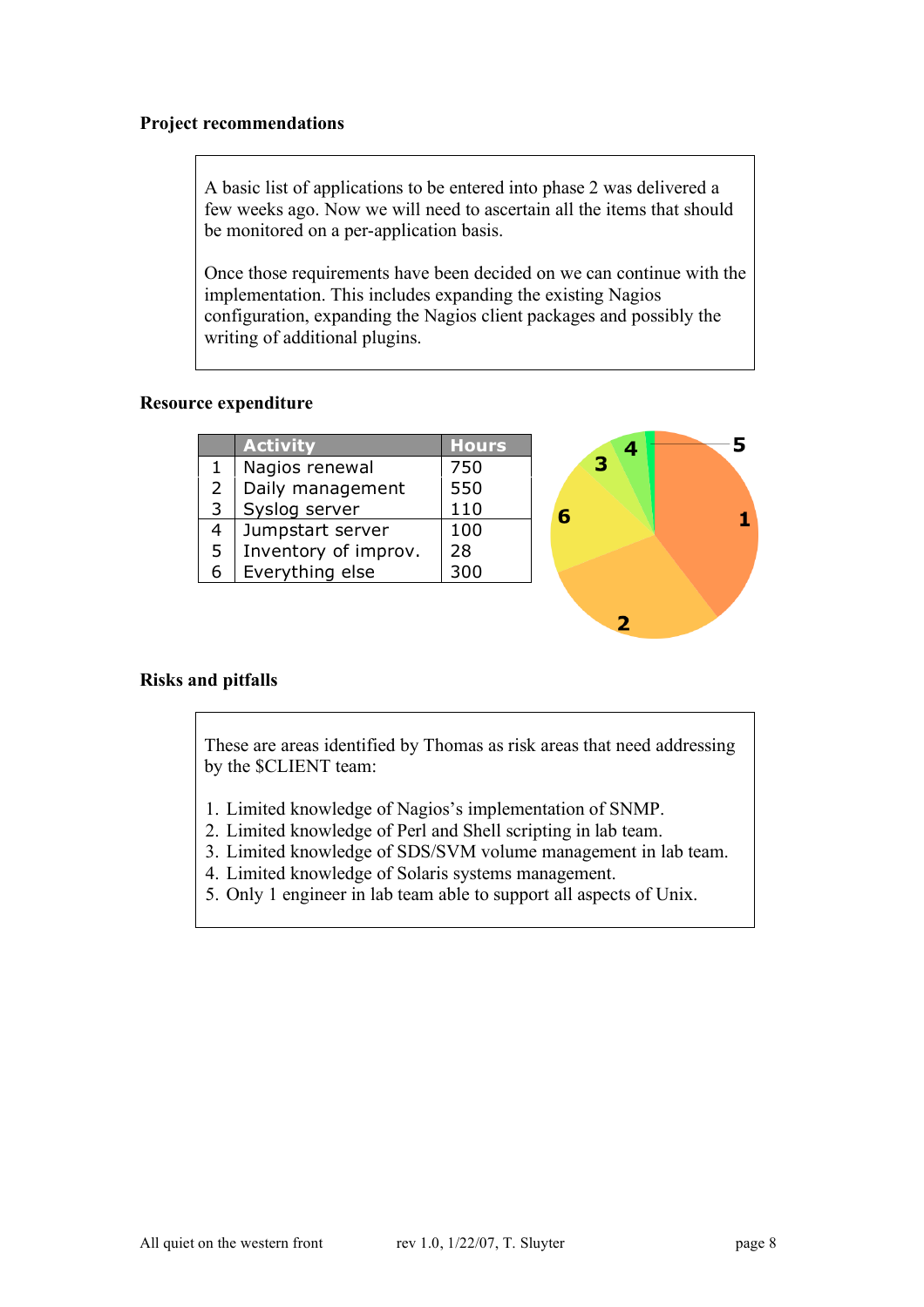**Project recommendations**

A basic list of applications to be entered into phase 2 was delivered a few weeks ago. Now we will need to ascertain all the items that should be monitored on a per-application basis.

Once those requirements have been decided on we can continue with the implementation. This includes expanding the existing Nagios configuration, expanding the Nagios client packages and possibly the writing of additional plugins.

**Resource expenditure**

| | Activity | Hours |
|---|---|---|
| 1 | Nagios renewal | 750 |
| 2 | Daily management | 550 |
| 3 | Syslog server | 110 |
| 4 | Jumpstart server | 100 |
| 5 | Inventory of improv. | 28 |
| 6 | Everything else | 300 |

**Risks and pitfalls**

These are areas identified by Thomas as risk areas that need addressing by the $CLIENT team:

1. Limited knowledge of Nagios's implementation of SNMP.
2. Limited knowledge of Perl and Shell scripting in lab team.
3. Limited knowledge of SDS/SVM volume management in lab team.
4. Limited knowledge of Solaris systems management.
5. Only 1 engineer in lab team able to support all aspects of Unix.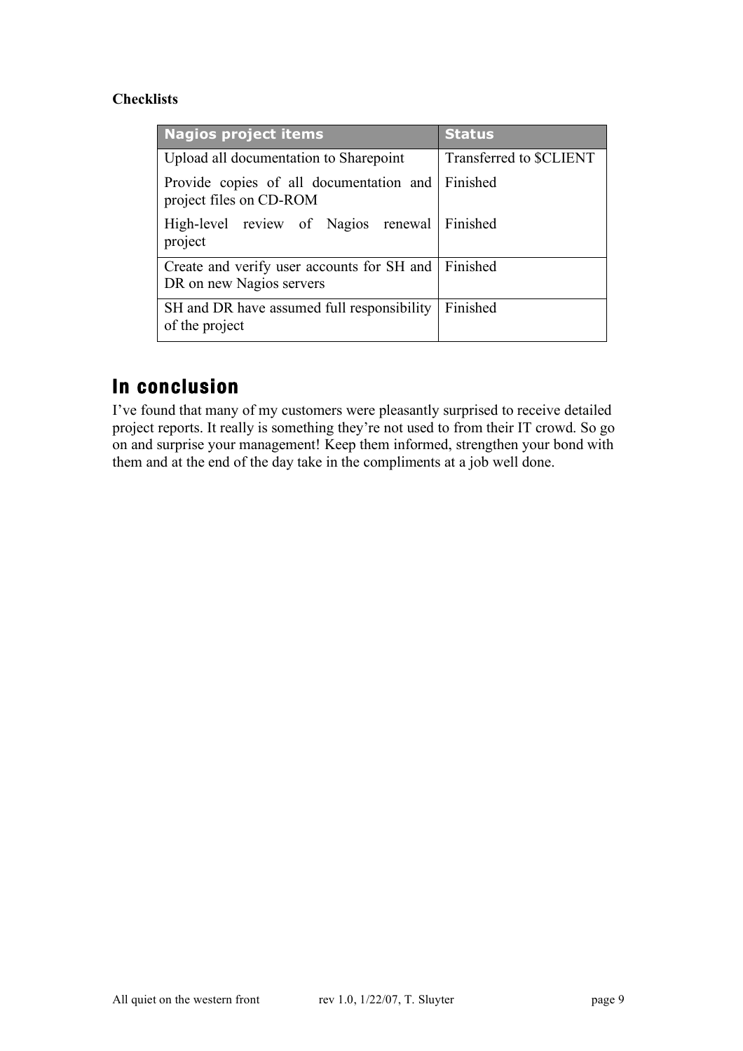**Checklists**

| Nagios project items | Status |
| --- | --- |
| Upload all documentation to Sharepoint | Transferred to $CLIENT |
| Provide copies of all documentation and project files on CD-ROM | Finished |
| High-level review of Nagios renewal project | Finished |
| Create and verify user accounts for SH and DR on new Nagios servers | Finished |
| SH and DR have assumed full responsibility of the project | Finished |

## In conclusion

I've found that many of my customers were pleasantly surprised to receive detailed project reports. It really is something they're not used to from their IT crowd. So go on and surprise your management! Keep them informed, strengthen your bond with them and at the end of the day take in the compliments at a job well done.